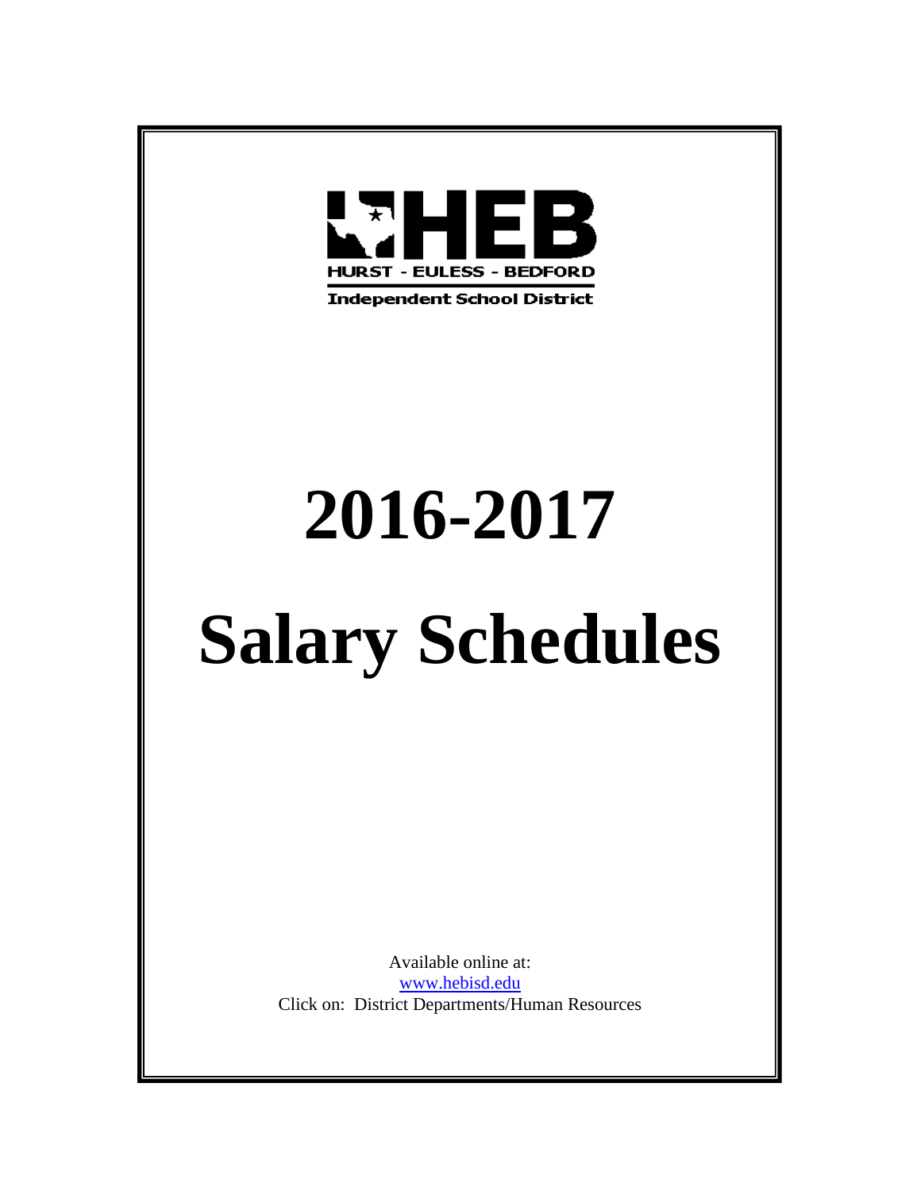HEB

HURST - EULESS - BEDFORD

Independent School District

# 2016-2017

# Salary Schedules

Available online at:
www.hebisd.edu
Click on: District Departments/Human Resources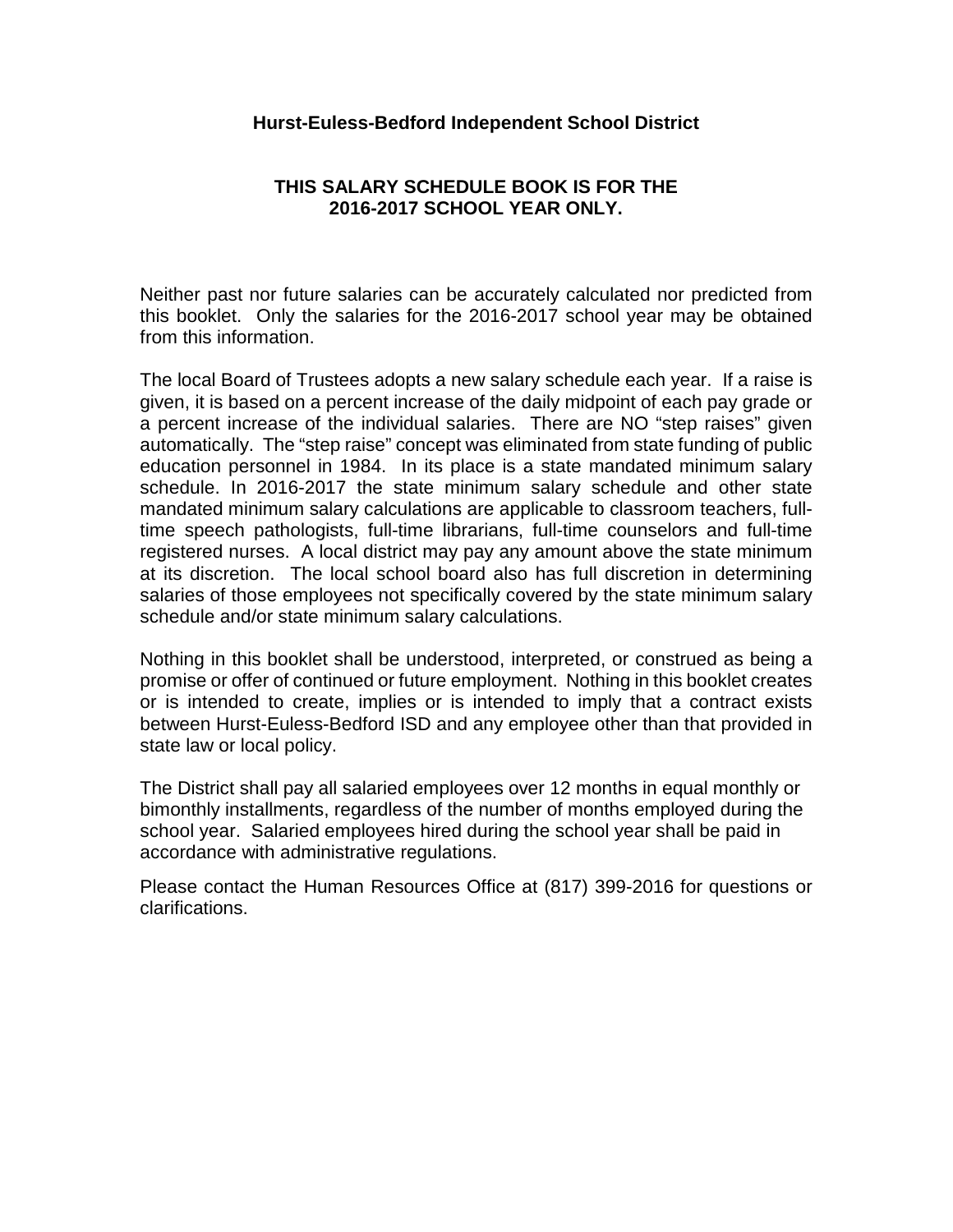**Hurst-Euless-Bedford Independent School District**

**THIS SALARY SCHEDULE BOOK IS FOR THE 2016-2017 SCHOOL YEAR ONLY.**

Neither past nor future salaries can be accurately calculated nor predicted from this booklet. Only the salaries for the 2016-2017 school year may be obtained from this information.

The local Board of Trustees adopts a new salary schedule each year. If a raise is given, it is based on a percent increase of the daily midpoint of each pay grade or a percent increase of the individual salaries. There are NO "step raises" given automatically. The "step raise" concept was eliminated from state funding of public education personnel in 1984. In its place is a state mandated minimum salary schedule. In 2016-2017 the state minimum salary schedule and other state mandated minimum salary calculations are applicable to classroom teachers, full-time speech pathologists, full-time librarians, full-time counselors and full-time registered nurses. A local district may pay any amount above the state minimum at its discretion. The local school board also has full discretion in determining salaries of those employees not specifically covered by the state minimum salary schedule and/or state minimum salary calculations.

Nothing in this booklet shall be understood, interpreted, or construed as being a promise or offer of continued or future employment. Nothing in this booklet creates or is intended to create, implies or is intended to imply that a contract exists between Hurst-Euless-Bedford ISD and any employee other than that provided in state law or local policy.

The District shall pay all salaried employees over 12 months in equal monthly or bimonthly installments, regardless of the number of months employed during the school year. Salaried employees hired during the school year shall be paid in accordance with administrative regulations.

Please contact the Human Resources Office at (817) 399-2016 for questions or clarifications.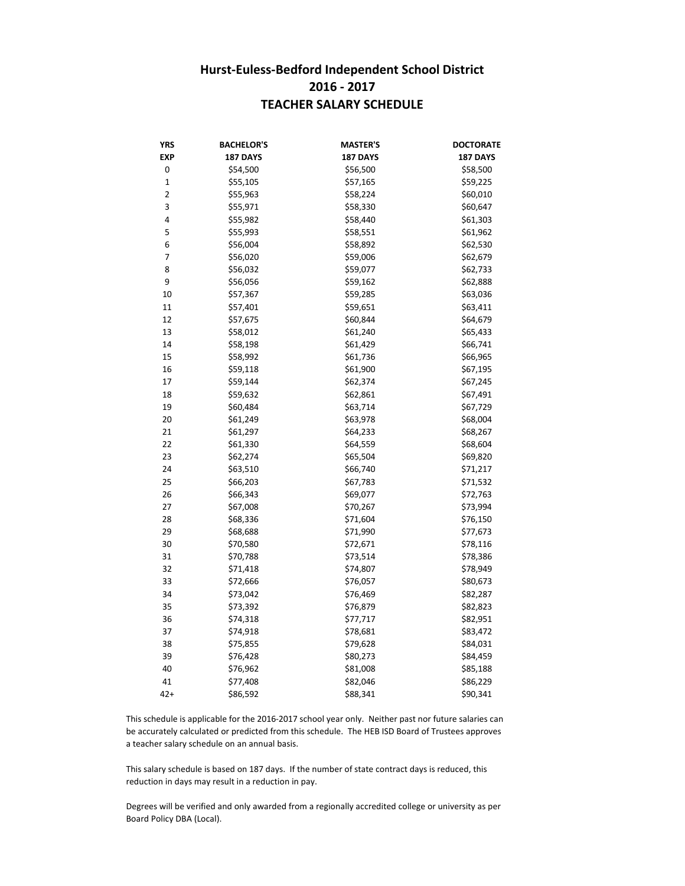# Hurst-Euless-Bedford Independent School District
## 2016 - 2017
## TEACHER SALARY SCHEDULE

| YRS EXP | BACHELOR'S 187 DAYS | MASTER'S 187 DAYS | DOCTORATE 187 DAYS |
|---|---|---|---|
| 0 | $54,500 | $56,500 | $58,500 |
| 1 | $55,105 | $57,165 | $59,225 |
| 2 | $55,963 | $58,224 | $60,010 |
| 3 | $55,971 | $58,330 | $60,647 |
| 4 | $55,982 | $58,440 | $61,303 |
| 5 | $55,993 | $58,551 | $61,962 |
| 6 | $56,004 | $58,892 | $62,530 |
| 7 | $56,020 | $59,006 | $62,679 |
| 8 | $56,032 | $59,077 | $62,733 |
| 9 | $56,056 | $59,162 | $62,888 |
| 10 | $57,367 | $59,285 | $63,036 |
| 11 | $57,401 | $59,651 | $63,411 |
| 12 | $57,675 | $60,844 | $64,679 |
| 13 | $58,012 | $61,240 | $65,433 |
| 14 | $58,198 | $61,429 | $66,741 |
| 15 | $58,992 | $61,736 | $66,965 |
| 16 | $59,118 | $61,900 | $67,195 |
| 17 | $59,144 | $62,374 | $67,245 |
| 18 | $59,632 | $62,861 | $67,491 |
| 19 | $60,484 | $63,714 | $67,729 |
| 20 | $61,249 | $63,978 | $68,004 |
| 21 | $61,297 | $64,233 | $68,267 |
| 22 | $61,330 | $64,559 | $68,604 |
| 23 | $62,274 | $65,504 | $69,820 |
| 24 | $63,510 | $66,740 | $71,217 |
| 25 | $66,203 | $67,783 | $71,532 |
| 26 | $66,343 | $69,077 | $72,763 |
| 27 | $67,008 | $70,267 | $73,994 |
| 28 | $68,336 | $71,604 | $76,150 |
| 29 | $68,688 | $71,990 | $77,673 |
| 30 | $70,580 | $72,671 | $78,116 |
| 31 | $70,788 | $73,514 | $78,386 |
| 32 | $71,418 | $74,807 | $78,949 |
| 33 | $72,666 | $76,057 | $80,673 |
| 34 | $73,042 | $76,469 | $82,287 |
| 35 | $73,392 | $76,879 | $82,823 |
| 36 | $74,318 | $77,717 | $82,951 |
| 37 | $74,918 | $78,681 | $83,472 |
| 38 | $75,855 | $79,628 | $84,031 |
| 39 | $76,428 | $80,273 | $84,459 |
| 40 | $76,962 | $81,008 | $85,188 |
| 41 | $77,408 | $82,046 | $86,229 |
| 42+ | $86,592 | $88,341 | $90,341 |

This schedule is applicable for the 2016-2017 school year only. Neither past nor future salaries can be accurately calculated or predicted from this schedule. The HEB ISD Board of Trustees approves a teacher salary schedule on an annual basis.

This salary schedule is based on 187 days. If the number of state contract days is reduced, this reduction in days may result in a reduction in pay.

Degrees will be verified and only awarded from a regionally accredited college or university as per Board Policy DBA (Local).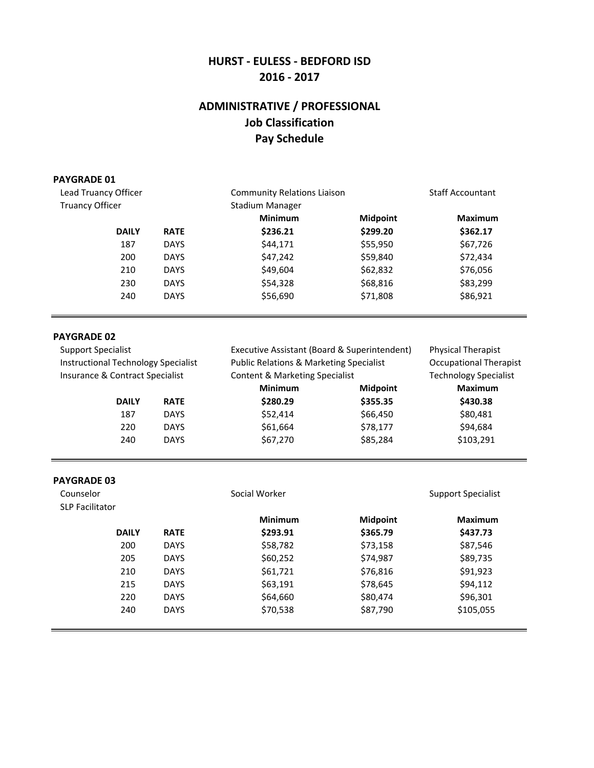# HURST - EULESS - BEDFORD ISD
# 2016 - 2017

## ADMINISTRATIVE / PROFESSIONAL
## Job Classification
## Pay Schedule

### PAYGRADE 01

Lead Truancy Officer
Truancy Officer
Community Relations Liaison
Stadium Manager
Staff Accountant

| | | Minimum | Midpoint | Maximum |
|---|---|---|---|---|
| **DAILY** | **RATE** | **$236.21** | **$299.20** | **$362.17** |
| 187 | DAYS | $44,171 | $55,950 | $67,726 |
| 200 | DAYS | $47,242 | $59,840 | $72,434 |
| 210 | DAYS | $49,604 | $62,832 | $76,056 |
| 230 | DAYS | $54,328 | $68,816 | $83,299 |
| 240 | DAYS | $56,690 | $71,808 | $86,921 |

### PAYGRADE 02

Support Specialist
Instructional Technology Specialist
Insurance & Contract Specialist
Executive Assistant (Board & Superintendent)
Public Relations & Marketing Specialist
Content & Marketing Specialist
Physical Therapist
Occupational Therapist
Technology Specialist

| | | Minimum | Midpoint | Maximum |
|---|---|---|---|---|
| **DAILY** | **RATE** | **$280.29** | **$355.35** | **$430.38** |
| 187 | DAYS | $52,414 | $66,450 | $80,481 |
| 220 | DAYS | $61,664 | $78,177 | $94,684 |
| 240 | DAYS | $67,270 | $85,284 | $103,291 |

### PAYGRADE 03

Counselor
SLP Facilitator
Social Worker
Support Specialist

| | | Minimum | Midpoint | Maximum |
|---|---|---|---|---|
| **DAILY** | **RATE** | **$293.91** | **$365.79** | **$437.73** |
| 200 | DAYS | $58,782 | $73,158 | $87,546 |
| 205 | DAYS | $60,252 | $74,987 | $89,735 |
| 210 | DAYS | $61,721 | $76,816 | $91,923 |
| 215 | DAYS | $63,191 | $78,645 | $94,112 |
| 220 | DAYS | $64,660 | $80,474 | $96,301 |
| 240 | DAYS | $70,538 | $87,790 | $105,055 |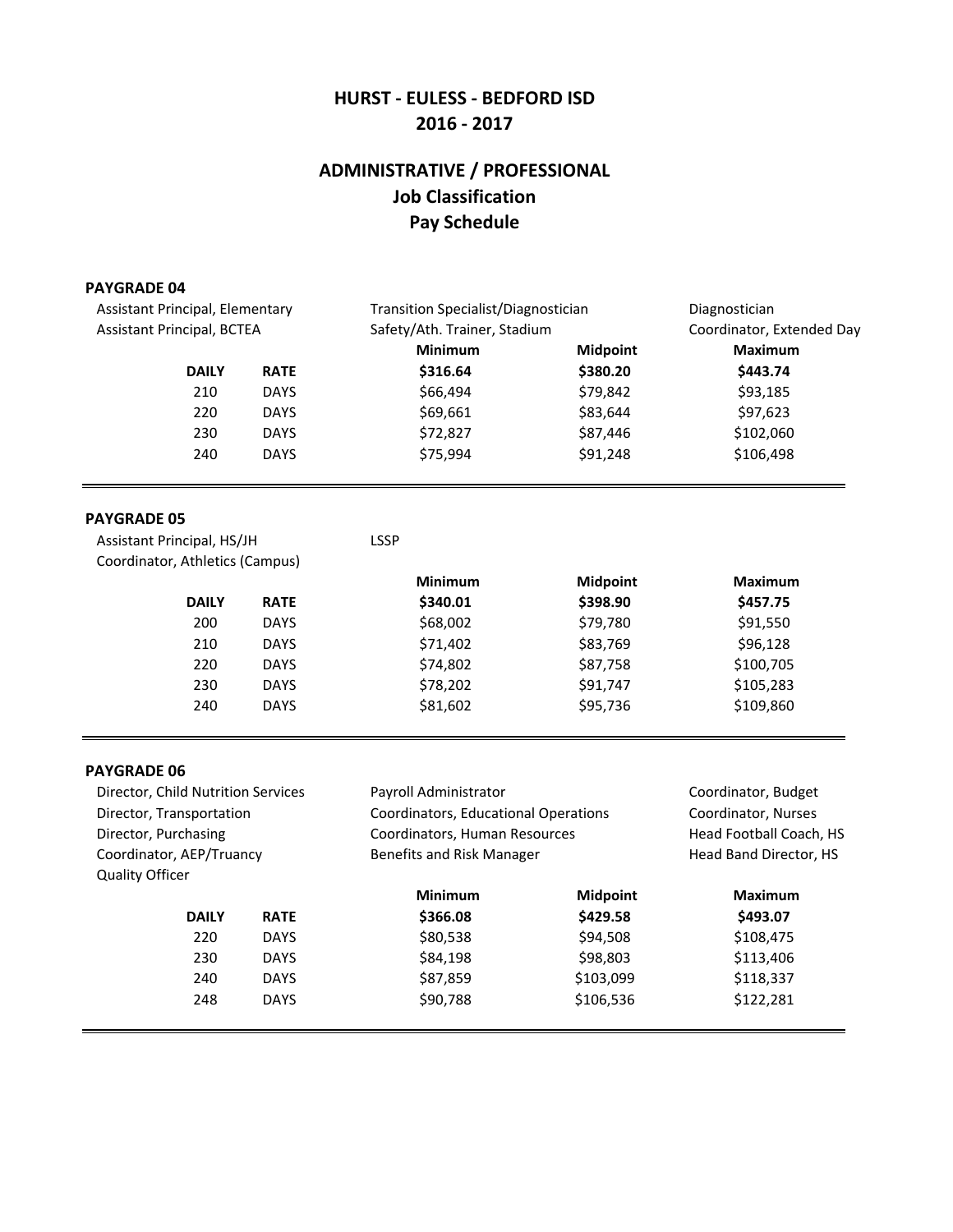# HURST - EULESS - BEDFORD ISD
# 2016 - 2017

## ADMINISTRATIVE / PROFESSIONAL
## Job Classification
## Pay Schedule

### PAYGRADE 04

Assistant Principal, Elementary
Assistant Principal, BCTEA
Transition Specialist/Diagnostician
Safety/Ath. Trainer, Stadium
Diagnostician
Coordinator, Extended Day

| DAILY | RATE | Minimum | Midpoint | Maximum |
|---|---|---|---|---|
| | | **$316.64** | **$380.20** | **$443.74** |
| 210 | DAYS | $66,494 | $79,842 | $93,185 |
| 220 | DAYS | $69,661 | $83,644 | $97,623 |
| 230 | DAYS | $72,827 | $87,446 | $102,060 |
| 240 | DAYS | $75,994 | $91,248 | $106,498 |

### PAYGRADE 05

Assistant Principal, HS/JH
Coordinator, Athletics (Campus)
LSSP

| DAILY | RATE | Minimum | Midpoint | Maximum |
|---|---|---|---|---|
| | | **$340.01** | **$398.90** | **$457.75** |
| 200 | DAYS | $68,002 | $79,780 | $91,550 |
| 210 | DAYS | $71,402 | $83,769 | $96,128 |
| 220 | DAYS | $74,802 | $87,758 | $100,705 |
| 230 | DAYS | $78,202 | $91,747 | $105,283 |
| 240 | DAYS | $81,602 | $95,736 | $109,860 |

### PAYGRADE 06

Director, Child Nutrition Services
Director, Transportation
Director, Purchasing
Coordinator, AEP/Truancy
Quality Officer
Payroll Administrator
Coordinators, Educational Operations
Coordinators, Human Resources
Benefits and Risk Manager
Coordinator, Budget
Coordinator, Nurses
Head Football Coach, HS
Head Band Director, HS

| DAILY | RATE | Minimum | Midpoint | Maximum |
|---|---|---|---|---|
| | | **$366.08** | **$429.58** | **$493.07** |
| 220 | DAYS | $80,538 | $94,508 | $108,475 |
| 230 | DAYS | $84,198 | $98,803 | $113,406 |
| 240 | DAYS | $87,859 | $103,099 | $118,337 |
| 248 | DAYS | $90,788 | $106,536 | $122,281 |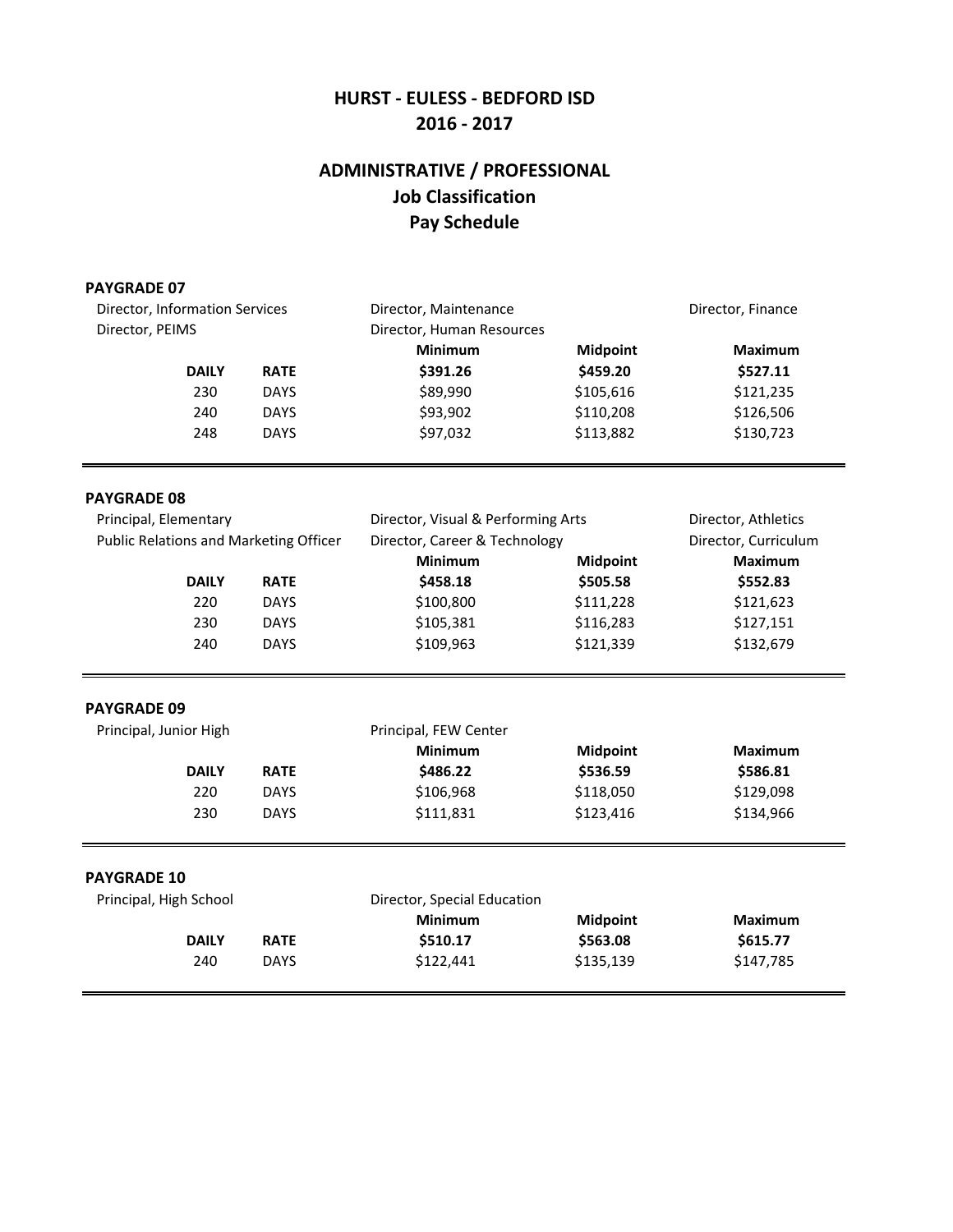# HURST - EULESS - BEDFORD ISD
## 2016 - 2017

## ADMINISTRATIVE / PROFESSIONAL
## Job Classification
## Pay Schedule

### PAYGRADE 07

Director, Information Services
Director, PEIMS
Director, Maintenance
Director, Human Resources
Director, Finance

| | | Minimum | Midpoint | Maximum |
|---|---|---|---|---|
| **DAILY** | **RATE** | **$391.26** | **$459.20** | **$527.11** |
| 230 | DAYS | $89,990 | $105,616 | $121,235 |
| 240 | DAYS | $93,902 | $110,208 | $126,506 |
| 248 | DAYS | $97,032 | $113,882 | $130,723 |

### PAYGRADE 08

Principal, Elementary
Public Relations and Marketing Officer
Director, Visual & Performing Arts
Director, Career & Technology
Director, Athletics
Director, Curriculum

| | | Minimum | Midpoint | Maximum |
|---|---|---|---|---|
| **DAILY** | **RATE** | **$458.18** | **$505.58** | **$552.83** |
| 220 | DAYS | $100,800 | $111,228 | $121,623 |
| 230 | DAYS | $105,381 | $116,283 | $127,151 |
| 240 | DAYS | $109,963 | $121,339 | $132,679 |

### PAYGRADE 09

Principal, Junior High
Principal, FEW Center

| | | Minimum | Midpoint | Maximum |
|---|---|---|---|---|
| **DAILY** | **RATE** | **$486.22** | **$536.59** | **$586.81** |
| 220 | DAYS | $106,968 | $118,050 | $129,098 |
| 230 | DAYS | $111,831 | $123,416 | $134,966 |

### PAYGRADE 10

Principal, High School
Director, Special Education

| | | Minimum | Midpoint | Maximum |
|---|---|---|---|---|
| **DAILY** | **RATE** | **$510.17** | **$563.08** | **$615.77** |
| 240 | DAYS | $122,441 | $135,139 | $147,785 |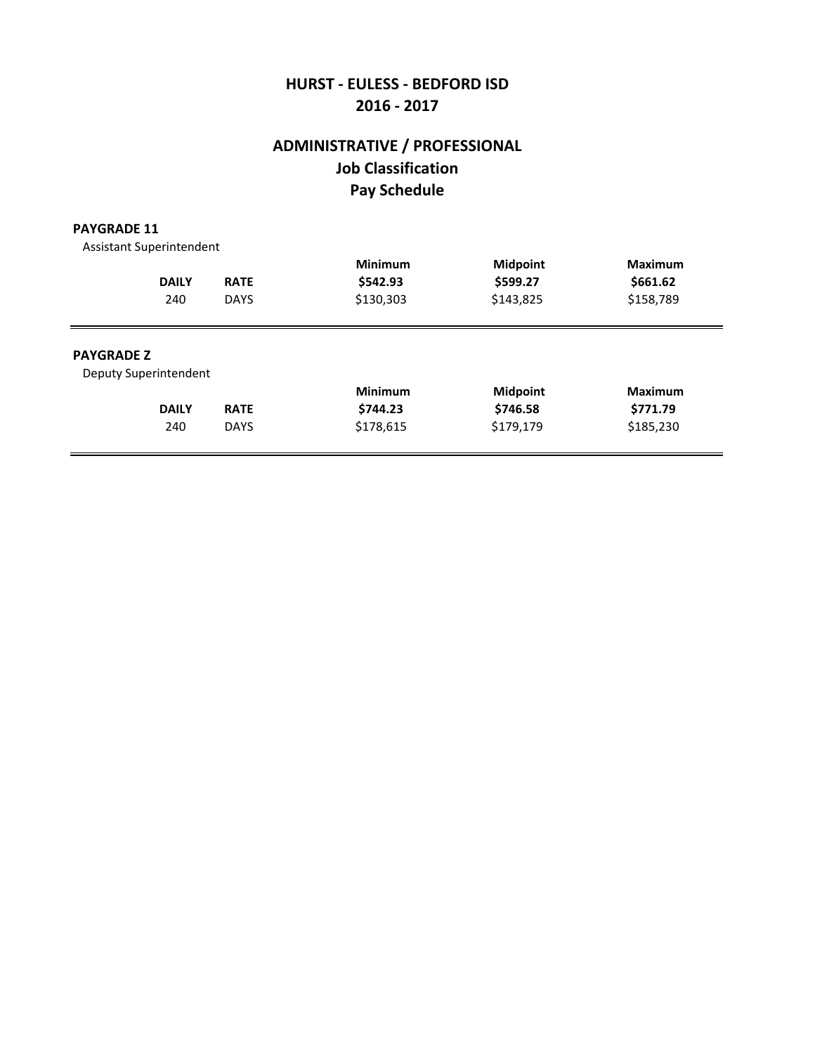# HURST - EULESS - BEDFORD ISD
# 2016 - 2017

## ADMINISTRATIVE / PROFESSIONAL
## Job Classification
## Pay Schedule

**PAYGRADE 11**

Assistant Superintendent

| | | Minimum | Midpoint | Maximum |
|---|---|---|---|---|
| **DAILY** | **RATE** | **$542.93** | **$599.27** | **$661.62** |
| 240 | DAYS | $130,303 | $143,825 | $158,789 |

**PAYGRADE Z**

Deputy Superintendent

| | | Minimum | Midpoint | Maximum |
|---|---|---|---|---|
| **DAILY** | **RATE** | **$744.23** | **$746.58** | **$771.79** |
| 240 | DAYS | $178,615 | $179,179 | $185,230 |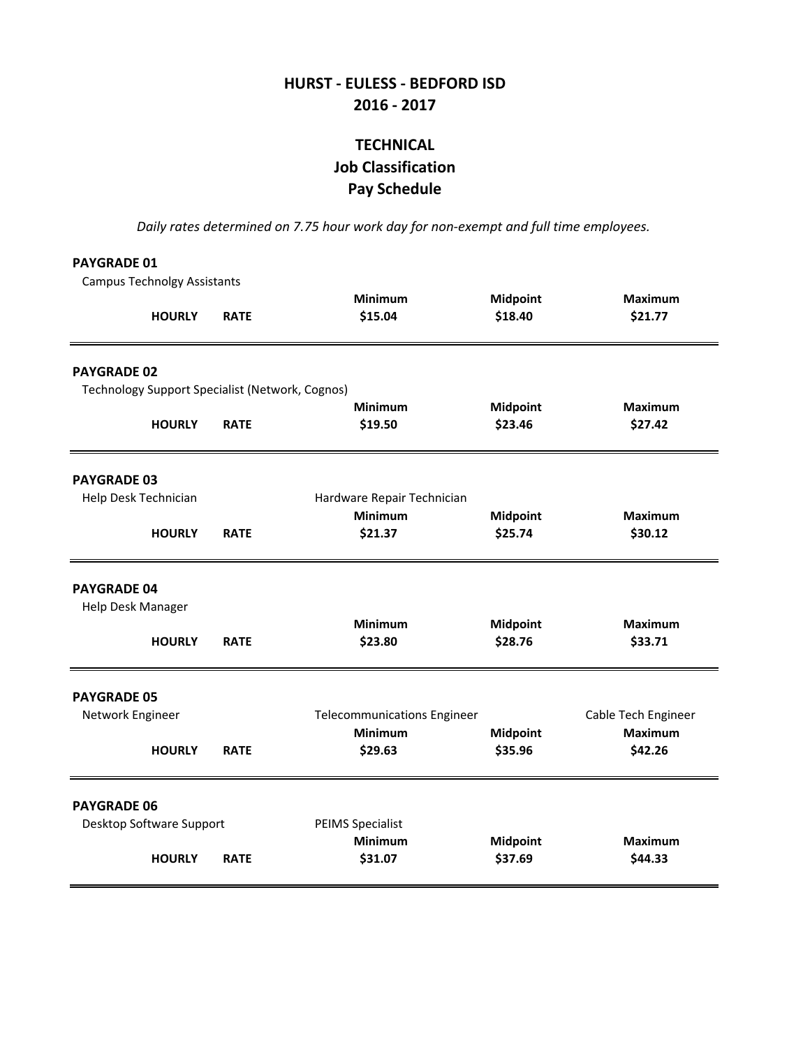# HURST - EULESS - BEDFORD ISD
# 2016 - 2017

## TECHNICAL
## Job Classification
## Pay Schedule

*Daily rates determined on 7.75 hour work day for non-exempt and full time employees.*

**PAYGRADE 01**

Campus Technolgy Assistants

| | | Minimum | Midpoint | Maximum |
|---|---|---|---|---|
| **HOURLY** | **RATE** | **$15.04** | **$18.40** | **$21.77** |

**PAYGRADE 02**

Technology Support Specialist (Network, Cognos)

| | | Minimum | Midpoint | Maximum |
|---|---|---|---|---|
| **HOURLY** | **RATE** | **$19.50** | **$23.46** | **$27.42** |

**PAYGRADE 03**

Help Desk Technician

Hardware Repair Technician

| | | Minimum | Midpoint | Maximum |
|---|---|---|---|---|
| **HOURLY** | **RATE** | **$21.37** | **$25.74** | **$30.12** |

**PAYGRADE 04**

Help Desk Manager

| | | Minimum | Midpoint | Maximum |
|---|---|---|---|---|
| **HOURLY** | **RATE** | **$23.80** | **$28.76** | **$33.71** |

**PAYGRADE 05**

Network Engineer

Telecommunications Engineer

Cable Tech Engineer

| | | Minimum | Midpoint | Maximum |
|---|---|---|---|---|
| **HOURLY** | **RATE** | **$29.63** | **$35.96** | **$42.26** |

**PAYGRADE 06**

Desktop Software Support

PEIMS Specialist

| | | Minimum | Midpoint | Maximum |
|---|---|---|---|---|
| **HOURLY** | **RATE** | **$31.07** | **$37.69** | **$44.33** |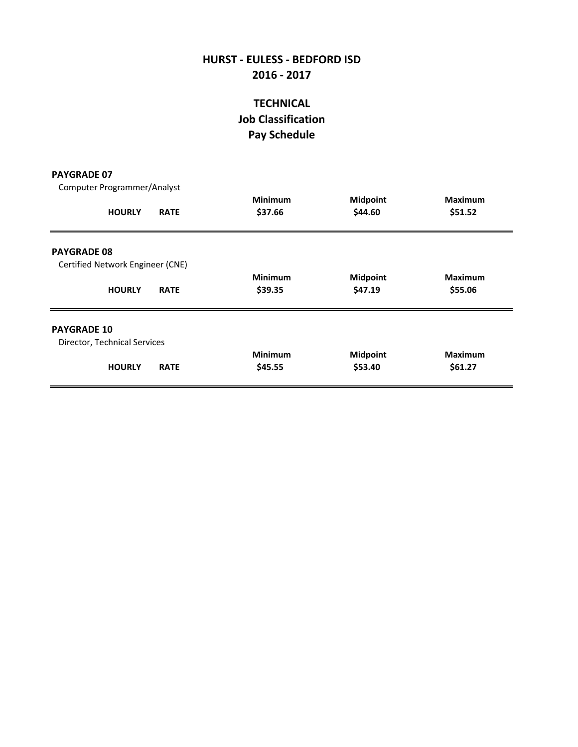# HURST - EULESS - BEDFORD ISD
# 2016 - 2017

## TECHNICAL
## Job Classification
## Pay Schedule

**PAYGRADE 07**

Computer Programmer/Analyst

| | | Minimum | Midpoint | Maximum |
|---|---|---|---|---|
| **HOURLY** | **RATE** | **$37.66** | **$44.60** | **$51.52** |

**PAYGRADE 08**

Certified Network Engineer (CNE)

| | | Minimum | Midpoint | Maximum |
|---|---|---|---|---|
| **HOURLY** | **RATE** | **$39.35** | **$47.19** | **$55.06** |

**PAYGRADE 10**

Director, Technical Services

| | | Minimum | Midpoint | Maximum |
|---|---|---|---|---|
| **HOURLY** | **RATE** | **$45.55** | **$53.40** | **$61.27** |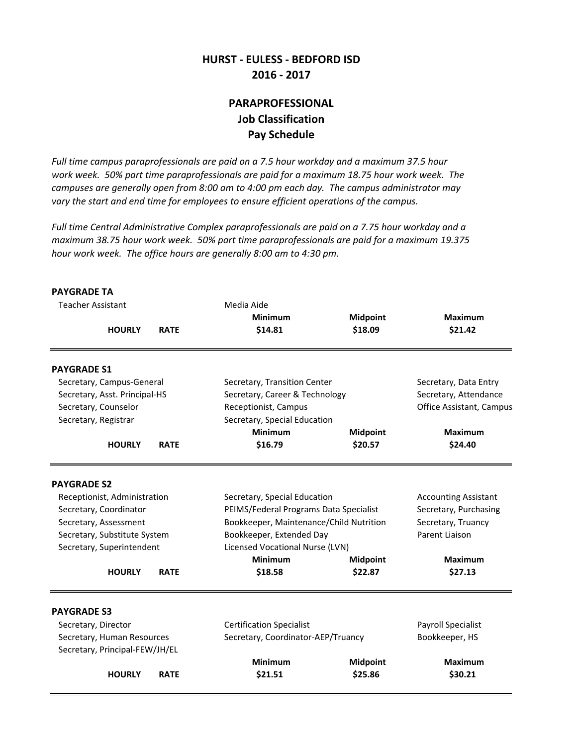# HURST - EULESS - BEDFORD ISD
# 2016 - 2017

## PARAPROFESSIONAL
## Job Classification
## Pay Schedule

*Full time campus paraprofessionals are paid on a 7.5 hour workday and a maximum 37.5 hour work week. 50% part time paraprofessionals are paid for a maximum 18.75 hour work week. The campuses are generally open from 8:00 am to 4:00 pm each day. The campus administrator may vary the start and end time for employees to ensure efficient operations of the campus.*

*Full time Central Administrative Complex paraprofessionals are paid on a 7.75 hour workday and a maximum 38.75 hour work week. 50% part time paraprofessionals are paid for a maximum 19.375 hour work week. The office hours are generally 8:00 am to 4:30 pm.*

### PAYGRADE TA

- Teacher Assistant
- Media Aide

| | Minimum | Midpoint | Maximum |
|---|---|---|---|
| **HOURLY RATE** | **$14.81** | **$18.09** | **$21.42** |

### PAYGRADE S1

- Secretary, Campus-General
- Secretary, Asst. Principal-HS
- Secretary, Counselor
- Secretary, Registrar
- Secretary, Transition Center
- Secretary, Career & Technology
- Receptionist, Campus
- Secretary, Special Education
- Secretary, Data Entry
- Secretary, Attendance
- Office Assistant, Campus

| | Minimum | Midpoint | Maximum |
|---|---|---|---|
| **HOURLY RATE** | **$16.79** | **$20.57** | **$24.40** |

### PAYGRADE S2

- Receptionist, Administration
- Secretary, Coordinator
- Secretary, Assessment
- Secretary, Substitute System
- Secretary, Superintendent
- Secretary, Special Education
- PEIMS/Federal Programs Data Specialist
- Bookkeeper, Maintenance/Child Nutrition
- Bookkeeper, Extended Day
- Licensed Vocational Nurse (LVN)
- Accounting Assistant
- Secretary, Purchasing
- Secretary, Truancy
- Parent Liaison

| | Minimum | Midpoint | Maximum |
|---|---|---|---|
| **HOURLY RATE** | **$18.58** | **$22.87** | **$27.13** |

### PAYGRADE S3

- Secretary, Director
- Secretary, Human Resources
- Secretary, Principal-FEW/JH/EL
- Certification Specialist
- Secretary, Coordinator-AEP/Truancy
- Payroll Specialist
- Bookkeeper, HS

| | Minimum | Midpoint | Maximum |
|---|---|---|---|
| **HOURLY RATE** | **$21.51** | **$25.86** | **$30.21** |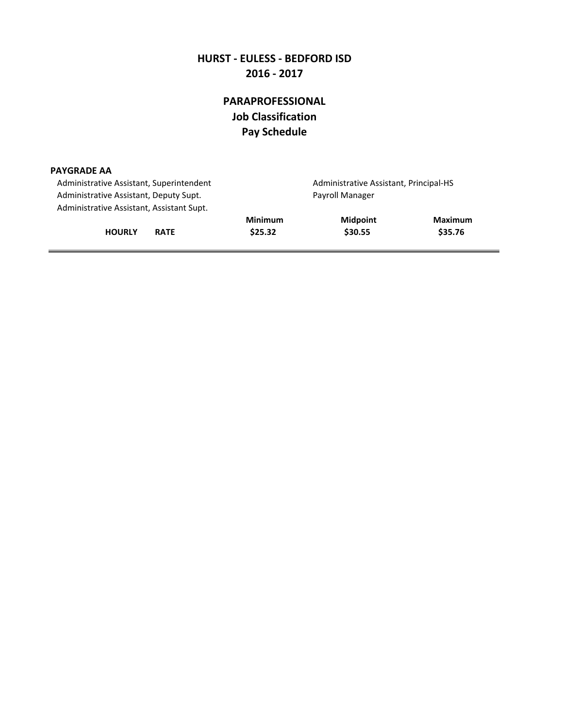# HURST - EULESS - BEDFORD ISD
# 2016 - 2017

## PARAPROFESSIONAL
## Job Classification
## Pay Schedule

**PAYGRADE AA**

- Administrative Assistant, Superintendent
- Administrative Assistant, Deputy Supt.
- Administrative Assistant, Assistant Supt.
- Administrative Assistant, Principal-HS
- Payroll Manager

| | Minimum | Midpoint | Maximum |
|---|---|---|---|
| **HOURLY RATE** | **$25.32** | **$30.55** | **$35.76** |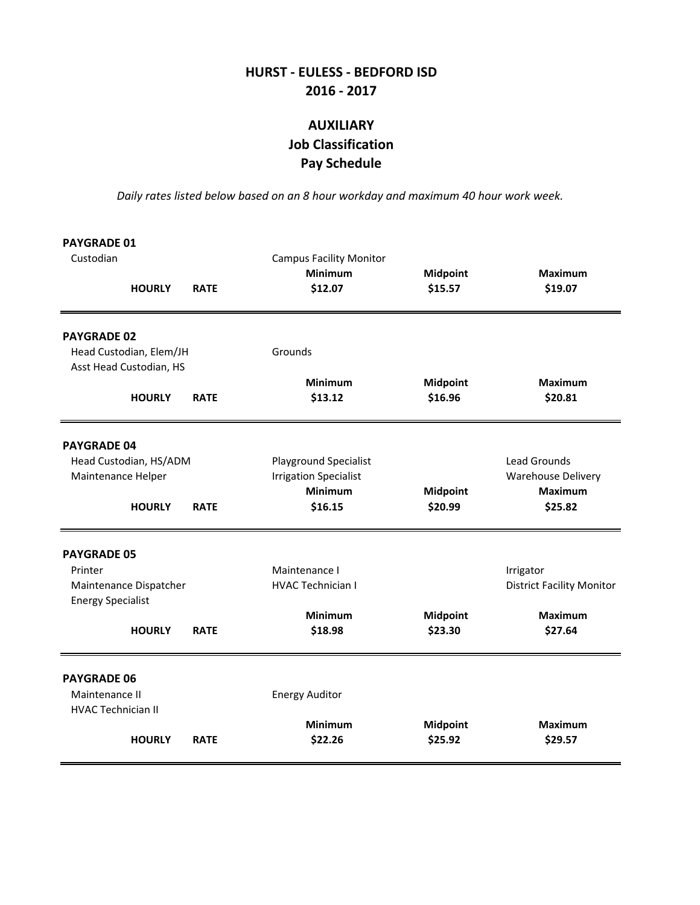# HURST - EULESS - BEDFORD ISD
# 2016 - 2017

## AUXILIARY
## Job Classification
## Pay Schedule

*Daily rates listed below based on an 8 hour workday and maximum 40 hour work week.*

### PAYGRADE 01

Custodian
Campus Facility Monitor

| | | Minimum | Midpoint | Maximum |
|---|---|---|---|---|
| **HOURLY** | **RATE** | **$12.07** | **$15.57** | **$19.07** |

### PAYGRADE 02

Head Custodian, Elem/JH
Asst Head Custodian, HS
Grounds

| | | Minimum | Midpoint | Maximum |
|---|---|---|---|---|
| **HOURLY** | **RATE** | **$13.12** | **$16.96** | **$20.81** |

### PAYGRADE 04

Head Custodian, HS/ADM
Maintenance Helper
Playground Specialist
Irrigation Specialist
Lead Grounds
Warehouse Delivery

| | | Minimum | Midpoint | Maximum |
|---|---|---|---|---|
| **HOURLY** | **RATE** | **$16.15** | **$20.99** | **$25.82** |

### PAYGRADE 05

Printer
Maintenance Dispatcher
Energy Specialist
Maintenance I
HVAC Technician I
Irrigator
District Facility Monitor

| | | Minimum | Midpoint | Maximum |
|---|---|---|---|---|
| **HOURLY** | **RATE** | **$18.98** | **$23.30** | **$27.64** |

### PAYGRADE 06

Maintenance II
HVAC Technician II
Energy Auditor

| | | Minimum | Midpoint | Maximum |
|---|---|---|---|---|
| **HOURLY** | **RATE** | **$22.26** | **$25.92** | **$29.57** |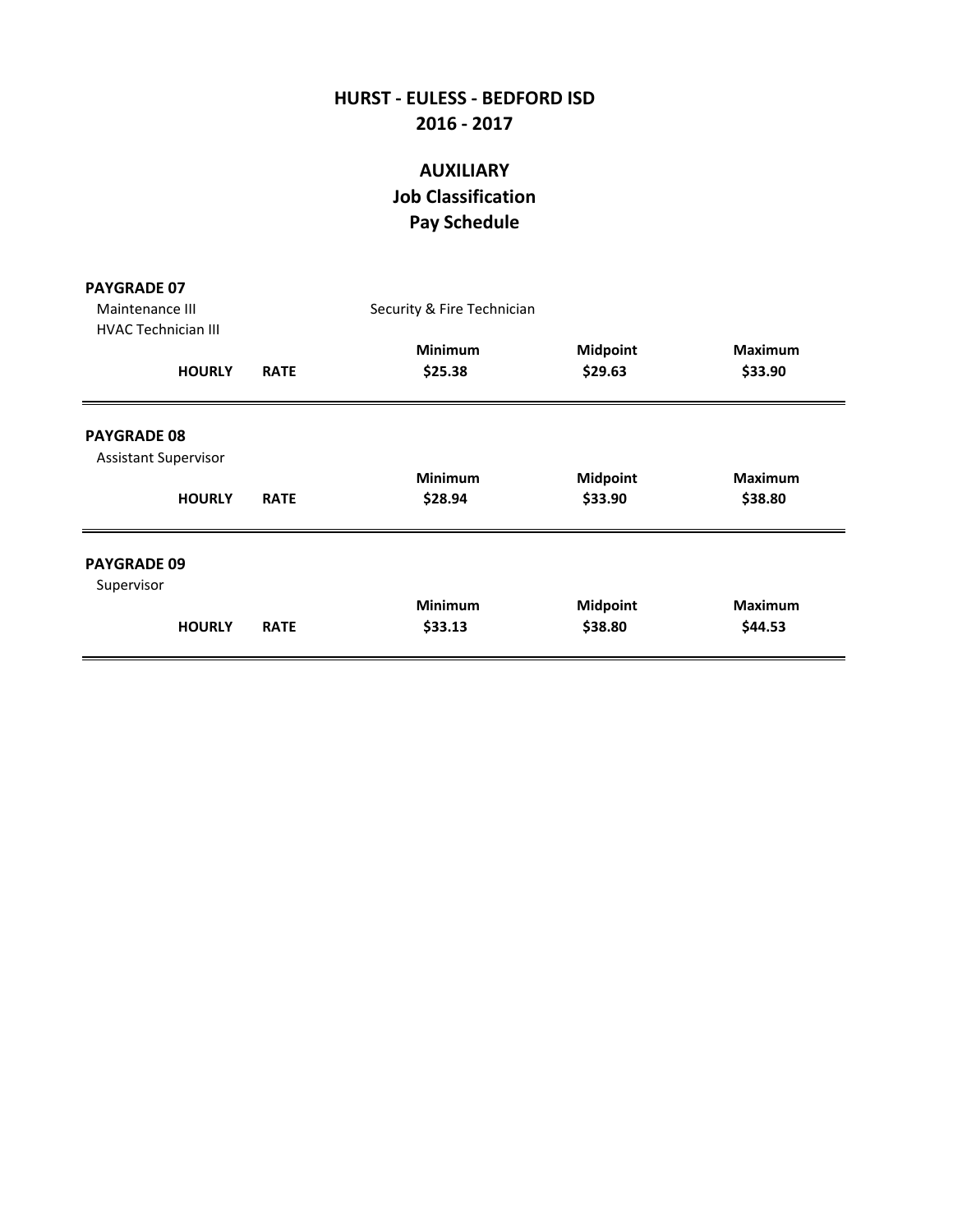# HURST - EULESS - BEDFORD ISD
# 2016 - 2017

## AUXILIARY
## Job Classification
## Pay Schedule

**PAYGRADE 07**

Maintenance III
HVAC Technician III
Security & Fire Technician

| | | Minimum | Midpoint | Maximum |
|---|---|---|---|---|
| **HOURLY** | **RATE** | **$25.38** | **$29.63** | **$33.90** |

**PAYGRADE 08**

Assistant Supervisor

| | | Minimum | Midpoint | Maximum |
|---|---|---|---|---|
| **HOURLY** | **RATE** | **$28.94** | **$33.90** | **$38.80** |

**PAYGRADE 09**

Supervisor

| | | Minimum | Midpoint | Maximum |
|---|---|---|---|---|
| **HOURLY** | **RATE** | **$33.13** | **$38.80** | **$44.53** |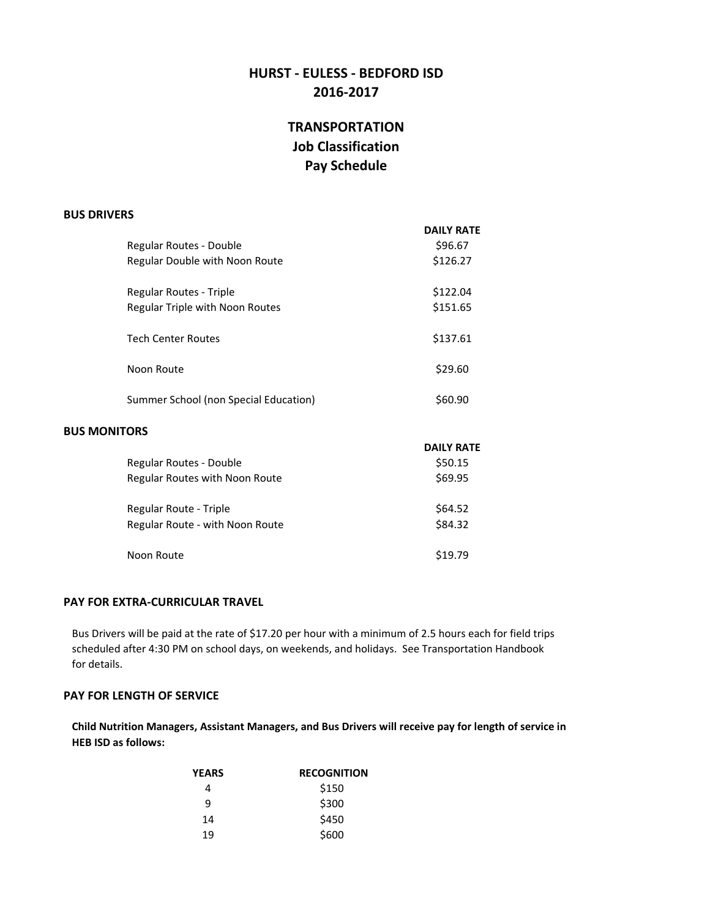# HURST - EULESS - BEDFORD ISD
# 2016-2017

## TRANSPORTATION
## Job Classification
## Pay Schedule

### BUS DRIVERS

| | DAILY RATE |
|---|---|
| Regular Routes - Double | $96.67 |
| Regular Double with Noon Route | $126.27 |
| Regular Routes - Triple | $122.04 |
| Regular Triple with Noon Routes | $151.65 |
| Tech Center Routes | $137.61 |
| Noon Route | $29.60 |
| Summer School (non Special Education) | $60.90 |

### BUS MONITORS

| | DAILY RATE |
|---|---|
| Regular Routes - Double | $50.15 |
| Regular Routes with Noon Route | $69.95 |
| Regular Route - Triple | $64.52 |
| Regular Route - with Noon Route | $84.32 |
| Noon Route | $19.79 |

### PAY FOR EXTRA-CURRICULAR TRAVEL

Bus Drivers will be paid at the rate of $17.20 per hour with a minimum of 2.5 hours each for field trips scheduled after 4:30 PM on school days, on weekends, and holidays. See Transportation Handbook for details.

### PAY FOR LENGTH OF SERVICE

**Child Nutrition Managers, Assistant Managers, and Bus Drivers will receive pay for length of service in HEB ISD as follows:**

| YEARS | RECOGNITION |
|---|---|
| 4 | $150 |
| 9 | $300 |
| 14 | $450 |
| 19 | $600 |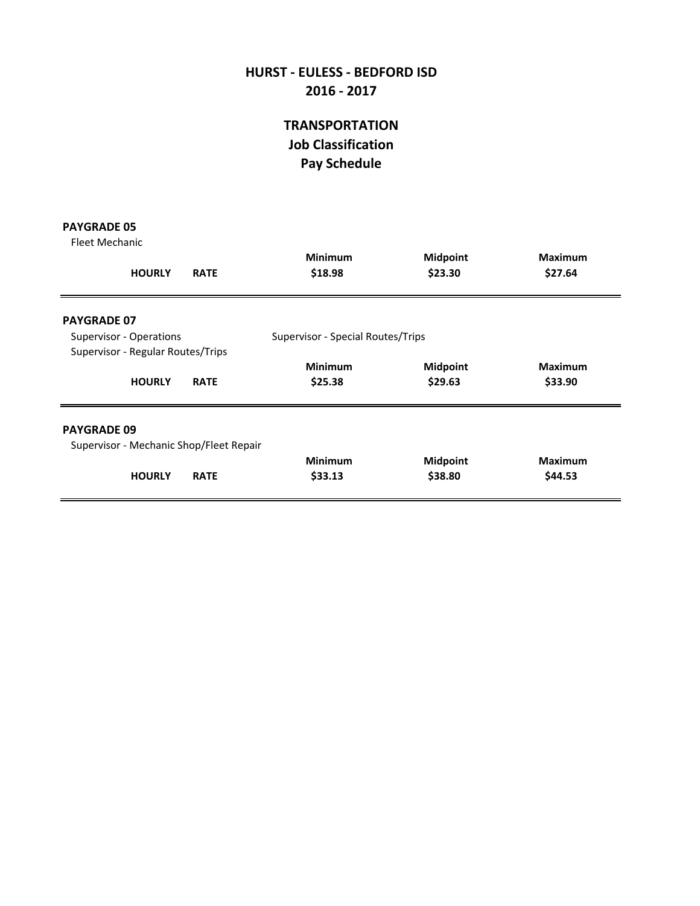# HURST - EULESS - BEDFORD ISD
# 2016 - 2017

## TRANSPORTATION
## Job Classification
## Pay Schedule

**PAYGRADE 05**

Fleet Mechanic

| | | Minimum | Midpoint | Maximum |
|---|---|---|---|---|
| **HOURLY** | **RATE** | **$18.98** | **$23.30** | **$27.64** |

---

**PAYGRADE 07**

Supervisor - Operations

Supervisor - Special Routes/Trips

Supervisor - Regular Routes/Trips

| | | Minimum | Midpoint | Maximum |
|---|---|---|---|---|
| **HOURLY** | **RATE** | **$25.38** | **$29.63** | **$33.90** |

---

**PAYGRADE 09**

Supervisor - Mechanic Shop/Fleet Repair

| | | Minimum | Midpoint | Maximum |
|---|---|---|---|---|
| **HOURLY** | **RATE** | **$33.13** | **$38.80** | **$44.53** |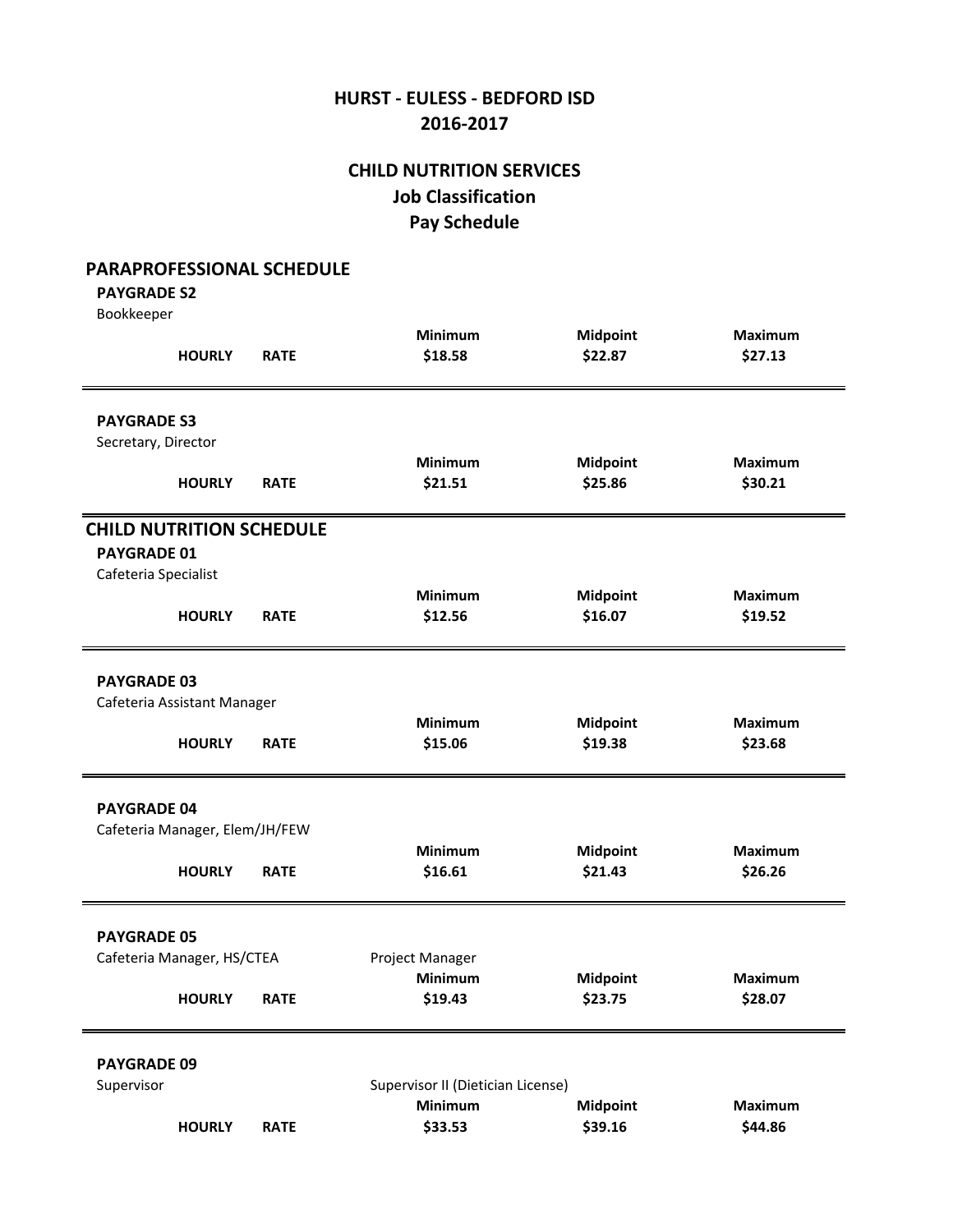# HURST - EULESS - BEDFORD ISD
# 2016-2017

## CHILD NUTRITION SERVICES
## Job Classification
## Pay Schedule

### PARAPROFESSIONAL SCHEDULE

**PAYGRADE S2**

Bookkeeper

| | | Minimum | Midpoint | Maximum |
|---|---|---|---|---|
| **HOURLY** | **RATE** | $18.58 | $22.87 | $27.13 |

**PAYGRADE S3**

Secretary, Director

| | | Minimum | Midpoint | Maximum |
|---|---|---|---|---|
| **HOURLY** | **RATE** | $21.51 | $25.86 | $30.21 |

### CHILD NUTRITION SCHEDULE

**PAYGRADE 01**

Cafeteria Specialist

| | | Minimum | Midpoint | Maximum |
|---|---|---|---|---|
| **HOURLY** | **RATE** | $12.56 | $16.07 | $19.52 |

**PAYGRADE 03**

Cafeteria Assistant Manager

| | | Minimum | Midpoint | Maximum |
|---|---|---|---|---|
| **HOURLY** | **RATE** | $15.06 | $19.38 | $23.68 |

**PAYGRADE 04**

Cafeteria Manager, Elem/JH/FEW

| | | Minimum | Midpoint | Maximum |
|---|---|---|---|---|
| **HOURLY** | **RATE** | $16.61 | $21.43 | $26.26 |

**PAYGRADE 05**

Cafeteria Manager, HS/CTEA — Project Manager

| | | Minimum | Midpoint | Maximum |
|---|---|---|---|---|
| **HOURLY** | **RATE** | $19.43 | $23.75 | $28.07 |

**PAYGRADE 09**

Supervisor — Supervisor II (Dietician License)

| | | Minimum | Midpoint | Maximum |
|---|---|---|---|---|
| **HOURLY** | **RATE** | $33.53 | $39.16 | $44.86 |